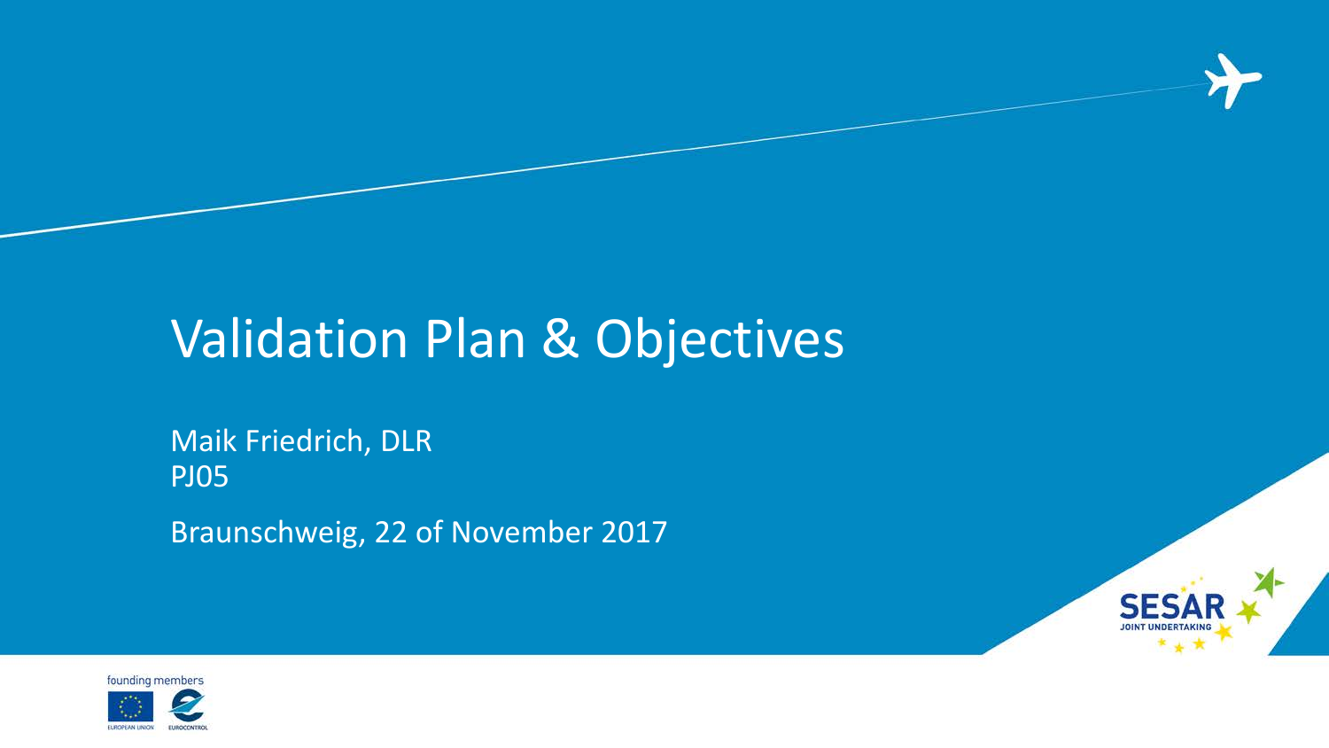# Validation Plan & Objectives

Maik Friedrich, DLR
PJ05

Braunschweig, 22 of November 2017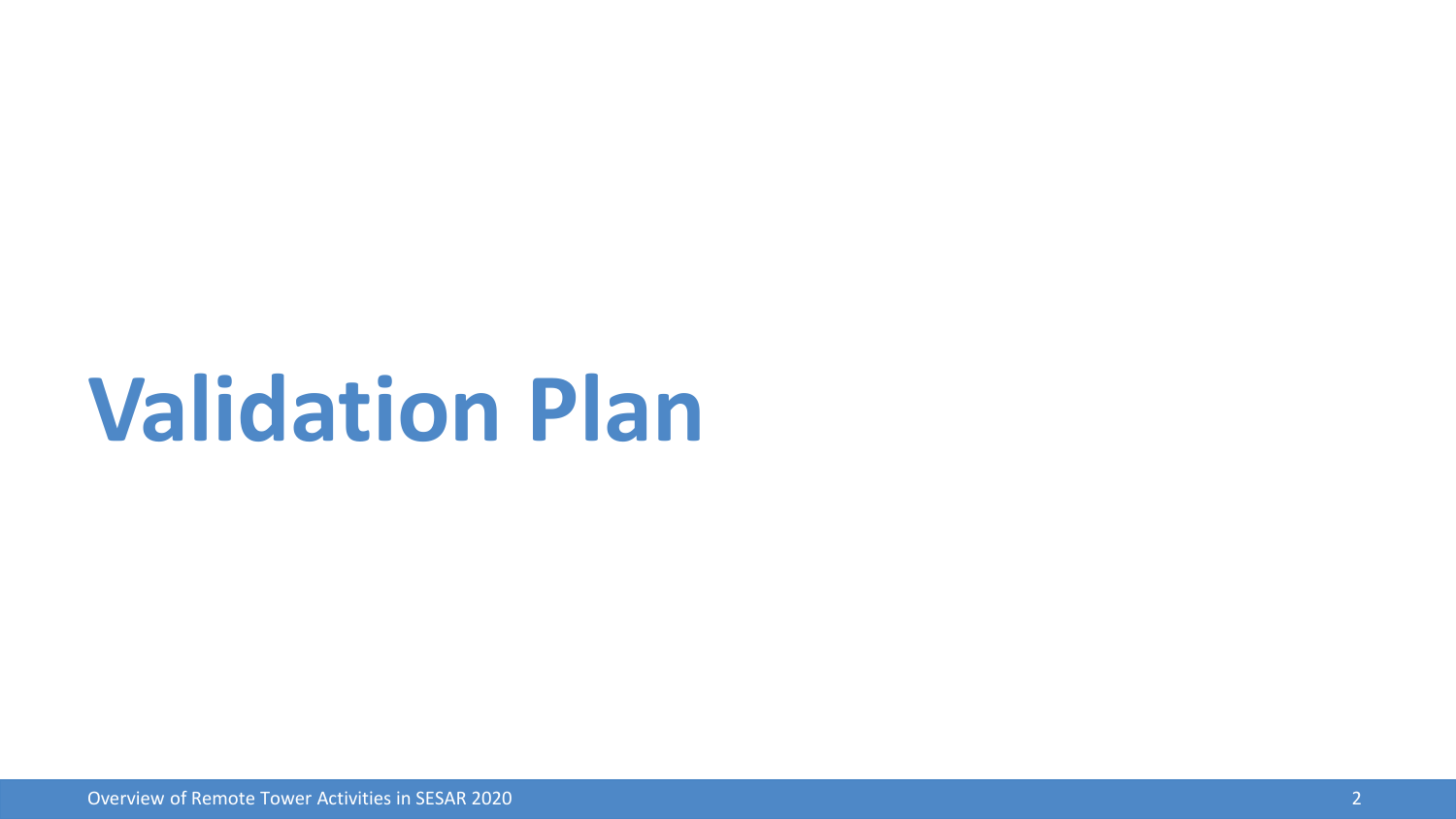# Validation Plan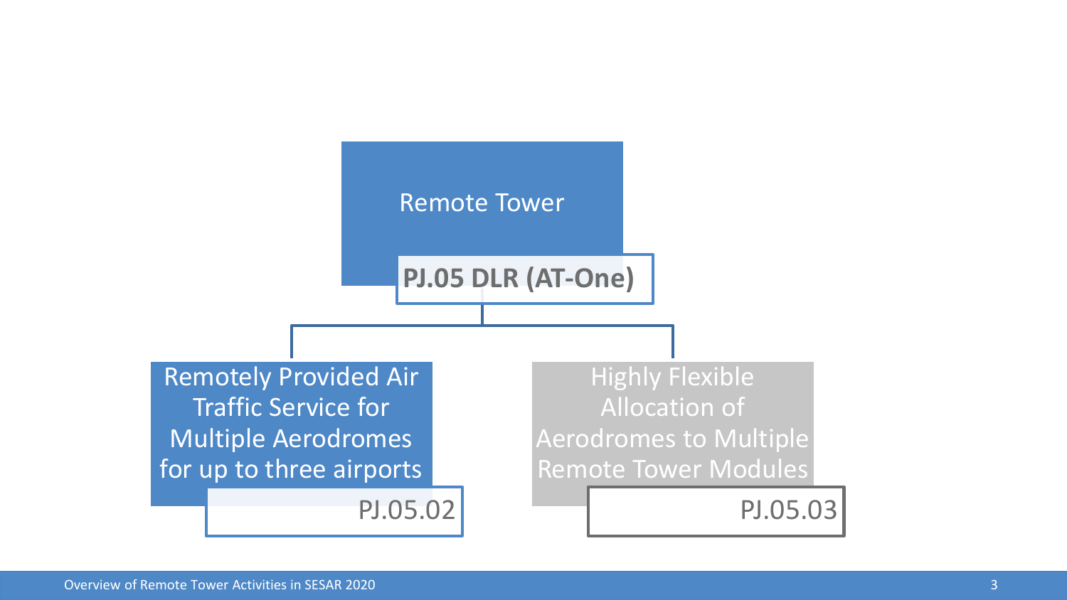# Remote Tower

**PJ.05 DLR (AT-One)**

- Remotely Provided Air Traffic Service for Multiple Aerodromes for up to three airports
  - PJ.05.02
- Highly Flexible Allocation of Aerodromes to Multiple Remote Tower Modules
  - PJ.05.03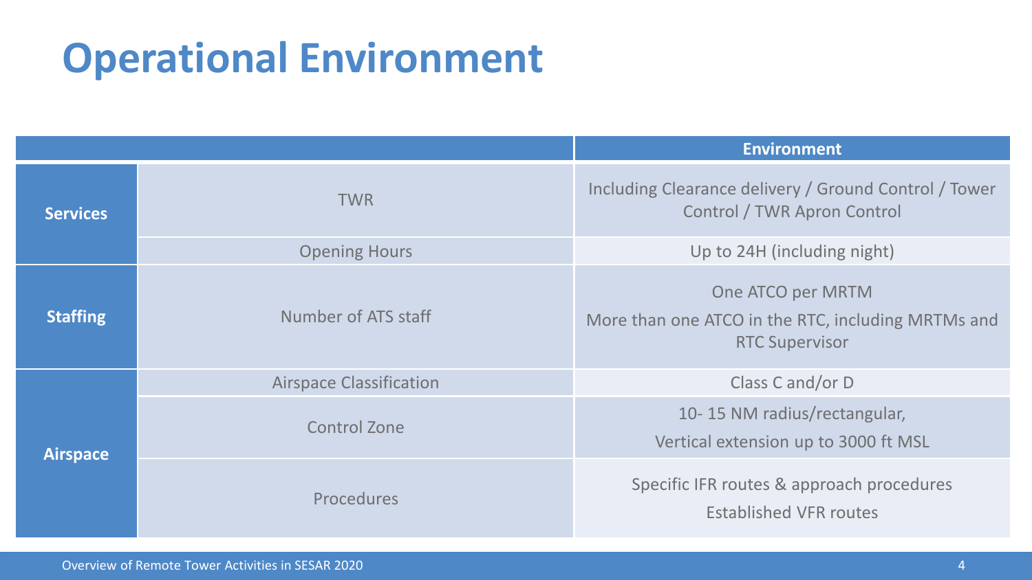# Operational Environment

| | | Environment |
|---|---|---|
| **Services** | TWR | Including Clearance delivery / Ground Control / Tower Control / TWR Apron Control |
| | Opening Hours | Up to 24H (including night) |
| **Staffing** | Number of ATS staff | One ATCO per MRTM<br>More than one ATCO in the RTC, including MRTMs and RTC Supervisor |
| **Airspace** | Airspace Classification | Class C and/or D |
| | Control Zone | 10- 15 NM radius/rectangular,<br>Vertical extension up to 3000 ft MSL |
| | Procedures | Specific IFR routes & approach procedures<br>Established VFR routes |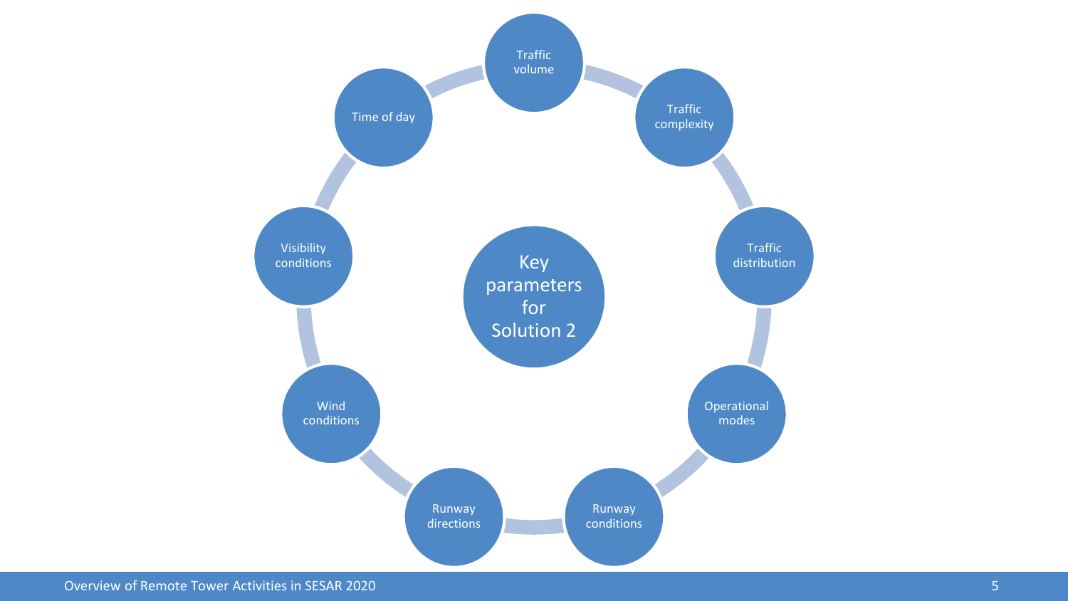# Key parameters for Solution 2

- Traffic volume
- Traffic complexity
- Traffic distribution
- Operational modes
- Runway conditions
- Runway directions
- Wind conditions
- Visibility conditions
- Time of day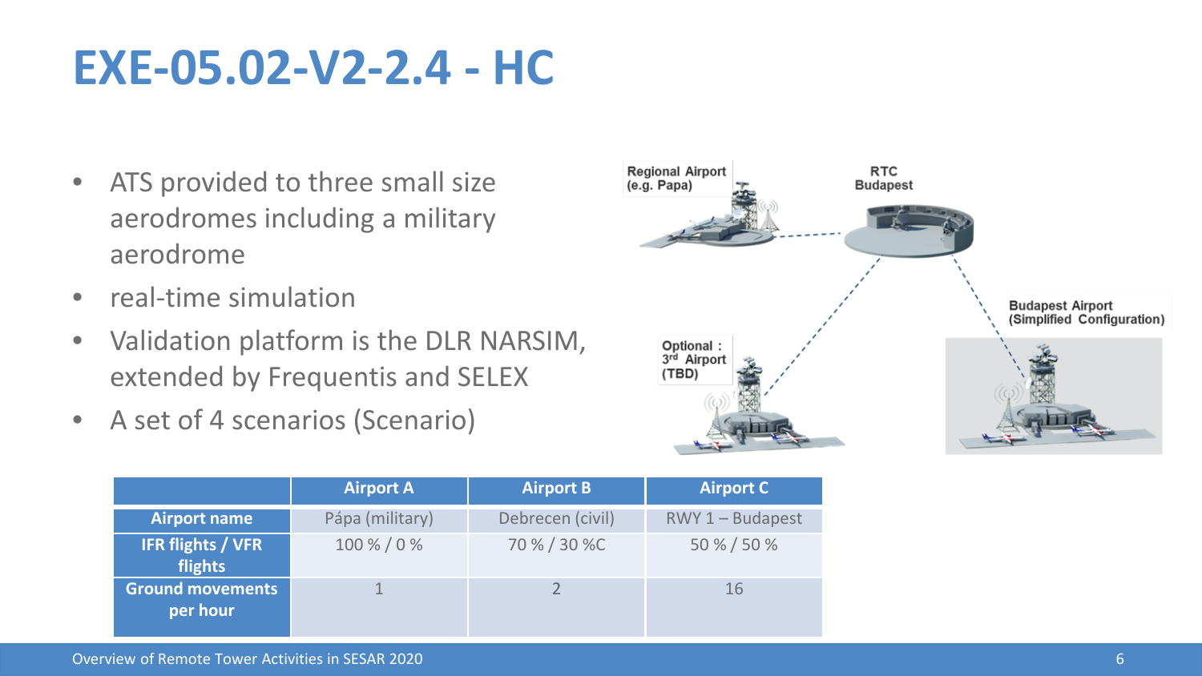# EXE-05.02-V2-2.4 - HC

- ATS provided to three small size aerodromes including a military aerodrome
- real-time simulation
- Validation platform is the DLR NARSIM, extended by Frequentis and SELEX
- A set of 4 scenarios (Scenario)

Regional Airport (e.g. Papa)

RTC Budapest

Budapest Airport (Simplified Configuration)

Optional : 3rd Airport (TBD)

| | Airport A | Airport B | Airport C |
|---|---|---|---|
| Airport name | Pápa (military) | Debrecen (civil) | RWY 1 – Budapest |
| IFR flights / VFR flights | 100 % / 0 % | 70 % / 30 %C | 50 % / 50 % |
| Ground movements per hour | 1 | 2 | 16 |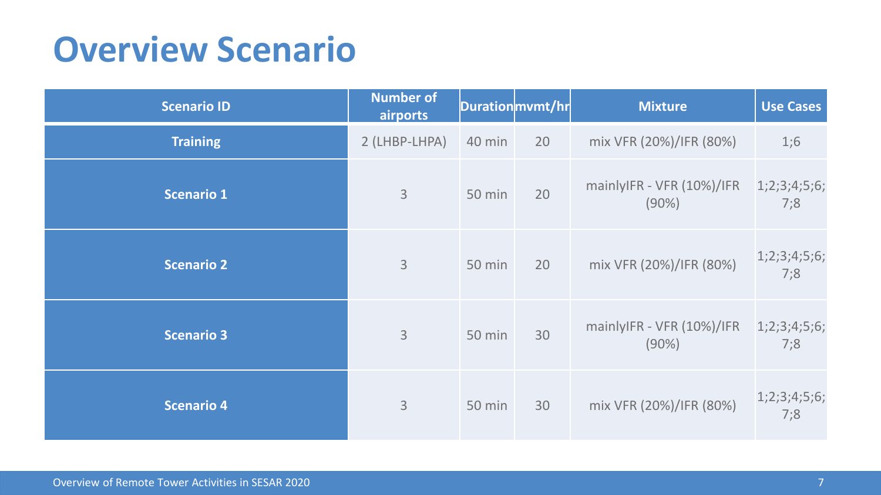# Overview Scenario

| Scenario ID | Number of airports | Duration | mvmt/hr | Mixture | Use Cases |
|---|---|---|---|---|---|
| **Training** | 2 (LHBP-LHPA) | 40 min | 20 | mix VFR (20%)/IFR (80%) | 1;6 |
| **Scenario 1** | 3 | 50 min | 20 | mainlyIFR - VFR (10%)/IFR (90%) | 1;2;3;4;5;6;7;8 |
| **Scenario 2** | 3 | 50 min | 20 | mix VFR (20%)/IFR (80%) | 1;2;3;4;5;6;7;8 |
| **Scenario 3** | 3 | 50 min | 30 | mainlyIFR - VFR (10%)/IFR (90%) | 1;2;3;4;5;6;7;8 |
| **Scenario 4** | 3 | 50 min | 30 | mix VFR (20%)/IFR (80%) | 1;2;3;4;5;6;7;8 |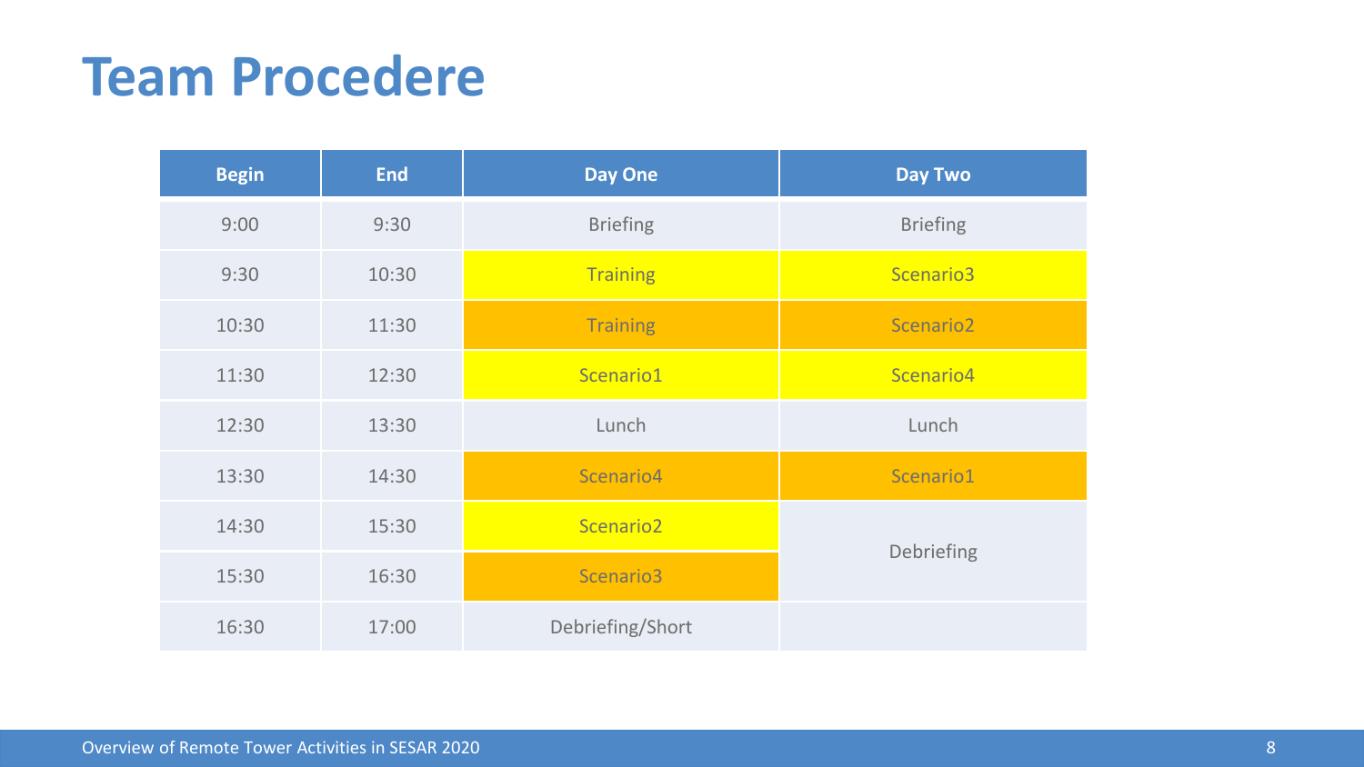# Team Procedere

| Begin | End | Day One | Day Two |
|---|---|---|---|
| 9:00 | 9:30 | Briefing | Briefing |
| 9:30 | 10:30 | Training | Scenario3 |
| 10:30 | 11:30 | Training | Scenario2 |
| 11:30 | 12:30 | Scenario1 | Scenario4 |
| 12:30 | 13:30 | Lunch | Lunch |
| 13:30 | 14:30 | Scenario4 | Scenario1 |
| 14:30 | 15:30 | Scenario2 | Debriefing |
| 15:30 | 16:30 | Scenario3 | |
| 16:30 | 17:00 | Debriefing/Short | |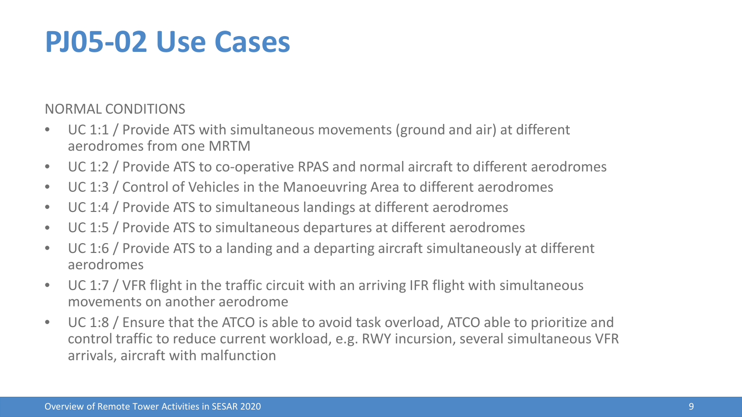# PJ05-02 Use Cases

NORMAL CONDITIONS

- UC 1:1 / Provide ATS with simultaneous movements (ground and air) at different aerodromes from one MRTM
- UC 1:2 / Provide ATS to co-operative RPAS and normal aircraft to different aerodromes
- UC 1:3 / Control of Vehicles in the Manoeuvring Area to different aerodromes
- UC 1:4 / Provide ATS to simultaneous landings at different aerodromes
- UC 1:5 / Provide ATS to simultaneous departures at different aerodromes
- UC 1:6 / Provide ATS to a landing and a departing aircraft simultaneously at different aerodromes
- UC 1:7 / VFR flight in the traffic circuit with an arriving IFR flight with simultaneous movements on another aerodrome
- UC 1:8 / Ensure that the ATCO is able to avoid task overload, ATCO able to prioritize and control traffic to reduce current workload, e.g. RWY incursion, several simultaneous VFR arrivals, aircraft with malfunction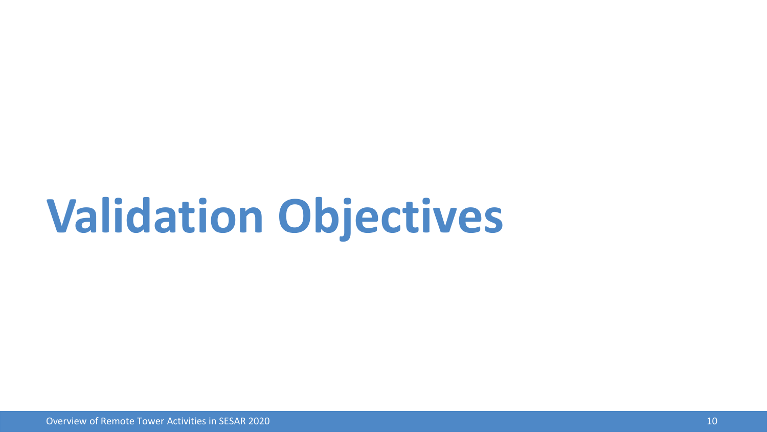# Validation Objectives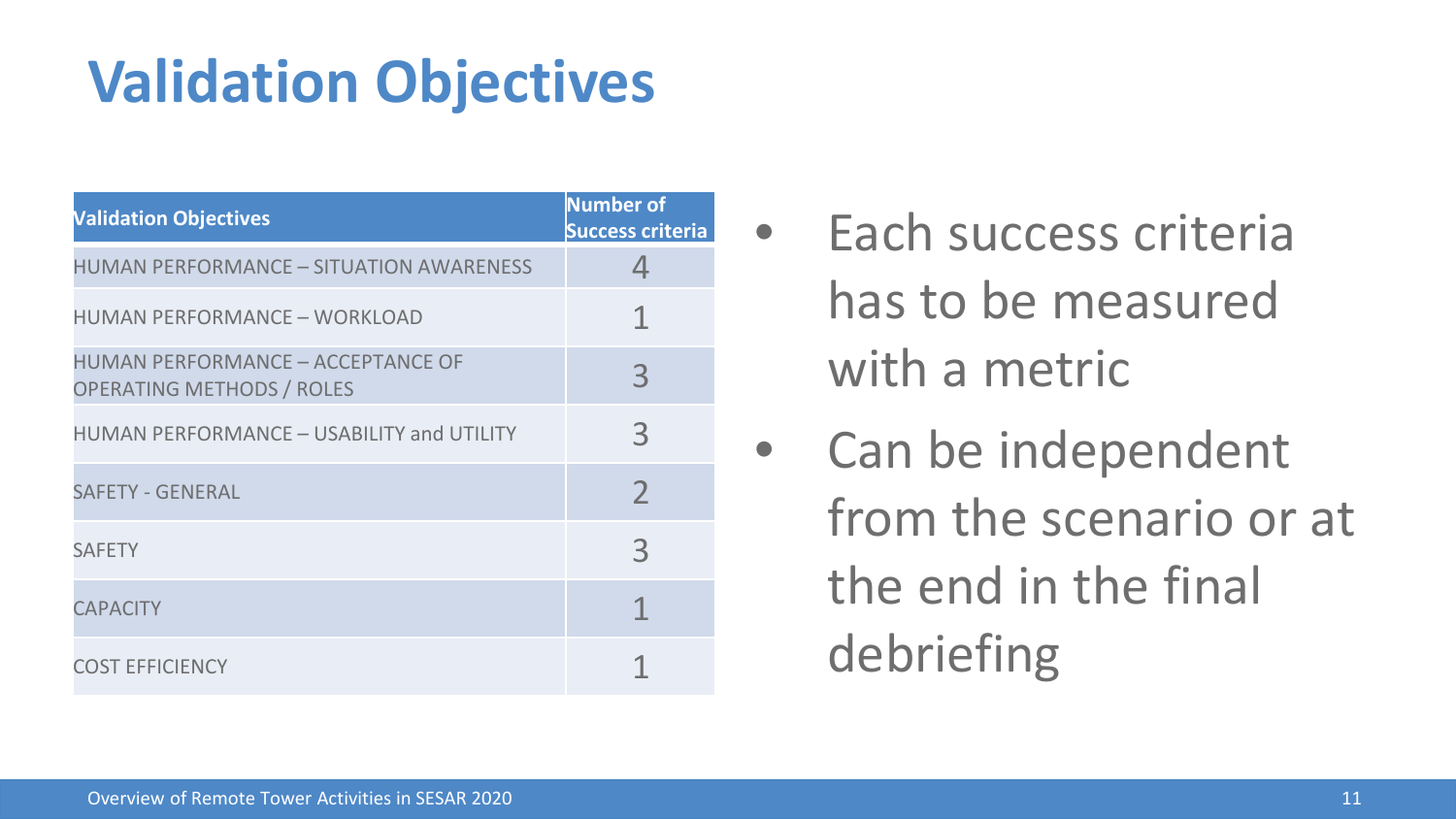# Validation Objectives

| Validation Objectives | Number of Success criteria |
| --- | --- |
| HUMAN PERFORMANCE – SITUATION AWARENESS | 4 |
| HUMAN PERFORMANCE – WORKLOAD | 1 |
| HUMAN PERFORMANCE – ACCEPTANCE OF OPERATING METHODS / ROLES | 3 |
| HUMAN PERFORMANCE – USABILITY and UTILITY | 3 |
| SAFETY - GENERAL | 2 |
| SAFETY | 3 |
| CAPACITY | 1 |
| COST EFFICIENCY | 1 |

- Each success criteria has to be measured with a metric
- Can be independent from the scenario or at the end in the final debriefing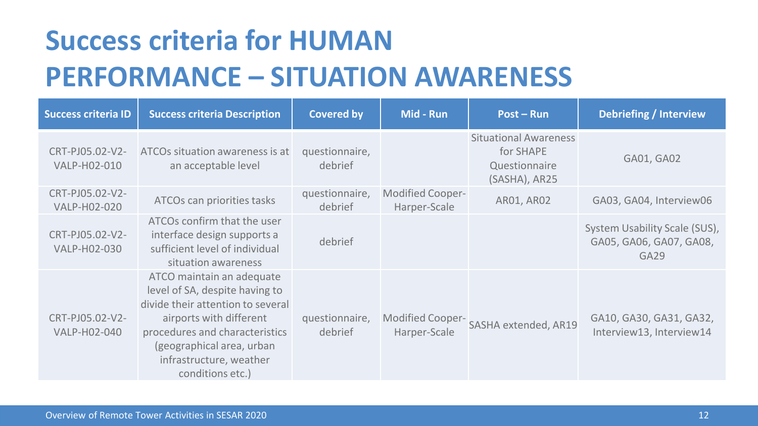# Success criteria for HUMAN PERFORMANCE – SITUATION AWARENESS

| Success criteria ID | Success criteria Description | Covered by | Mid - Run | Post – Run | Debriefing / Interview |
|---|---|---|---|---|---|
| CRT-PJ05.02-V2-VALP-H02-010 | ATCOs situation awareness is at an acceptable level | questionnaire, debrief | | Situational Awareness for SHAPE Questionnaire (SASHA), AR25 | GA01, GA02 |
| CRT-PJ05.02-V2-VALP-H02-020 | ATCOs can priorities tasks | questionnaire, debrief | Modified Cooper-Harper-Scale | AR01, AR02 | GA03, GA04, Interview06 |
| CRT-PJ05.02-V2-VALP-H02-030 | ATCOs confirm that the user interface design supports a sufficient level of individual situation awareness | debrief | | | System Usability Scale (SUS), GA05, GA06, GA07, GA08, GA29 |
| CRT-PJ05.02-V2-VALP-H02-040 | ATCO maintain an adequate level of SA, despite having to divide their attention to several airports with different procedures and characteristics (geographical area, urban infrastructure, weather conditions etc.) | questionnaire, debrief | Modified Cooper-Harper-Scale | SASHA extended, AR19 | GA10, GA30, GA31, GA32, Interview13, Interview14 |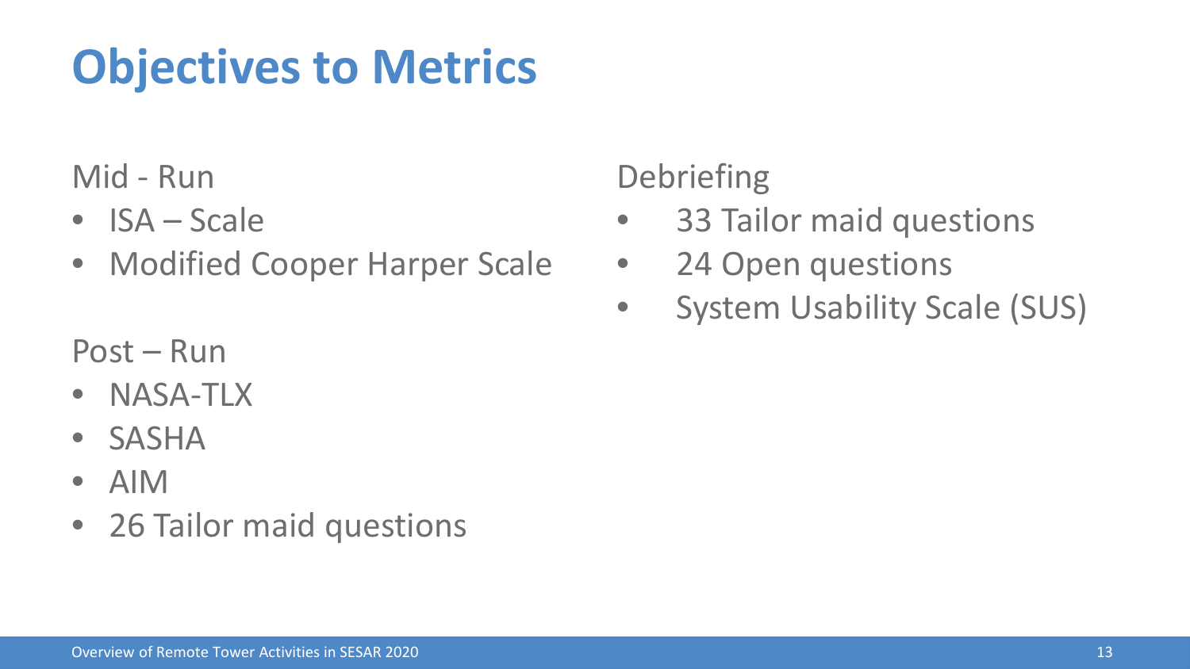# Objectives to Metrics

Mid - Run

- ISA – Scale
- Modified Cooper Harper Scale

Post – Run

- NASA-TLX
- SASHA
- AIM
- 26 Tailor maid questions

Debriefing

- 33 Tailor maid questions
- 24 Open questions
- System Usability Scale (SUS)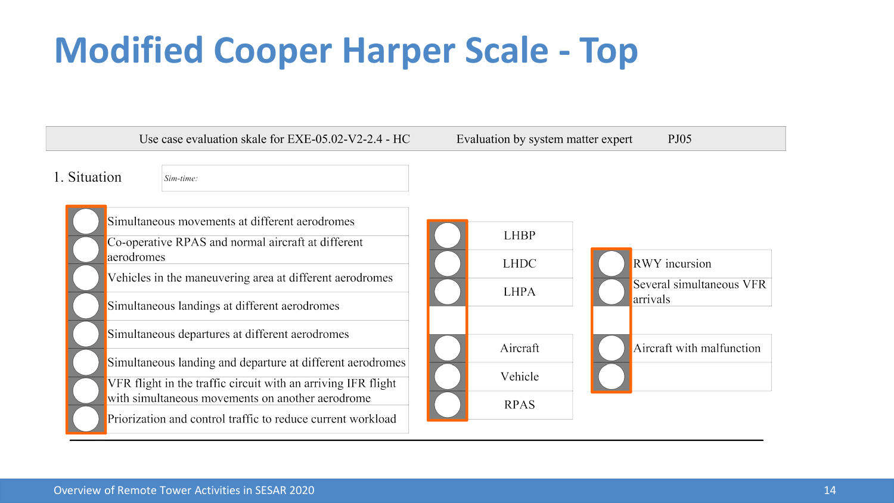# Modified Cooper Harper Scale - Top

| Use case evaluation skale for EXE-05.02-V2-2.4 - HC | Evaluation by system matter expert | PJ05 |
|---|---|---|

1. Situation

*Sim-time:*

- ○ Simultaneous movements at different aerodromes
- ○ Co-operative RPAS and normal aircraft at different aerodromes
- ○ Vehicles in the maneuvering area at different aerodromes
- ○ Simultaneous landings at different aerodromes
- ○ Simultaneous departures at different aerodromes
- ○ Simultaneous landing and departure at different aerodromes
- ○ VFR flight in the traffic circuit with an arriving IFR flight with simultaneous movements on another aerodrome
- ○ Priorization and control traffic to reduce current workload

- ○ LHBP
- ○ LHDC
- ○ LHPA

- ○ Aircraft
- ○ Vehicle
- ○ RPAS

- ○ RWY incursion
- ○ Several simultaneous VFR arrivals

- ○ Aircraft with malfunction
- ○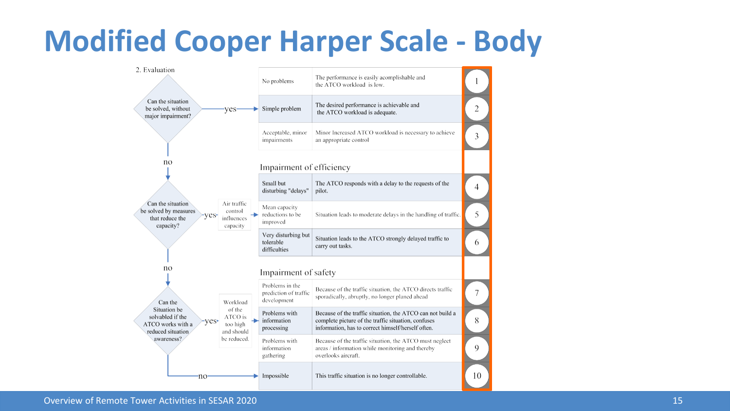# Modified Cooper Harper Scale - Body

2. Evaluation

**Can the situation be solved, without major impairment?** — yes →

| Category | Description | Rating |
| --- | --- | --- |
| No problems | The performance is easily acomplishable and the ATCO workload is low. | 1 |
| Simple problem | The desired performance is achievable and the ATCO workload is adequate. | 2 |
| Acceptable, minor impairments | Minor Increased ATCO workload is necessary to achieve an appropriate control | 3 |

no ↓

**Can the situation be solved by measures that reduce the capacity?** — yes → Air traffic control influences capacity →

Impairment of efficiency

| Category | Description | Rating |
| --- | --- | --- |
| Small but disturbing "delays" | The ATCO responds with a delay to the requests of the pilot. | 4 |
| Mean capacity reductions to be improved | Situation leads to moderate delays in the handling of traffic. | 5 |
| Very disturbing but tolerable difficulties | Situation leads to the ATCO strongly delayed traffic to carry out tasks. | 6 |

no ↓

**Can the Situation be solvabled if the ATCO works with a reduced situation awareness?** — yes → Workload of the ATCO is too high and should be reduced. →

Impairment of safety

| Category | Description | Rating |
| --- | --- | --- |
| Problems in the prediction of traffic development | Because of the traffic situation, the ATCO directs traffic sporadically, abruptly, no longer planed ahead | 7 |
| Problems with information processing | Because of the traffic situation, the ATCO can not build a complete picture of the traffic situation, confuses information, has to correct himself/herself often. | 8 |
| Problems with information gathering | Because of the traffic situation, the ATCO must neglect areas / information while monitoring and thereby overlooks aircraft. | 9 |

— no →

| Category | Description | Rating |
| --- | --- | --- |
| Impossible | This traffic situation is no longer controllable. | 10 |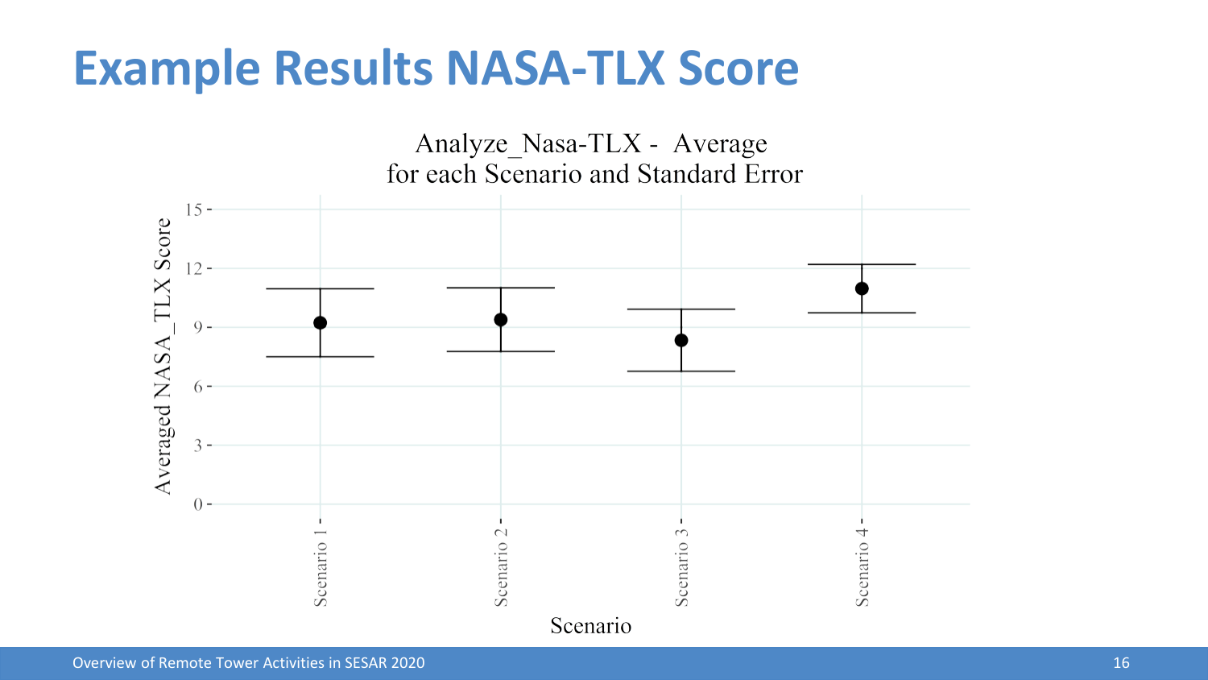# Example Results NASA-TLX Score

Analyze_Nasa-TLX - Average for each Scenario and Standard Error

Averaged NASA_TLX Score

15
12
9
6
3
0

Scenario 1
Scenario 2
Scenario 3
Scenario 4

Scenario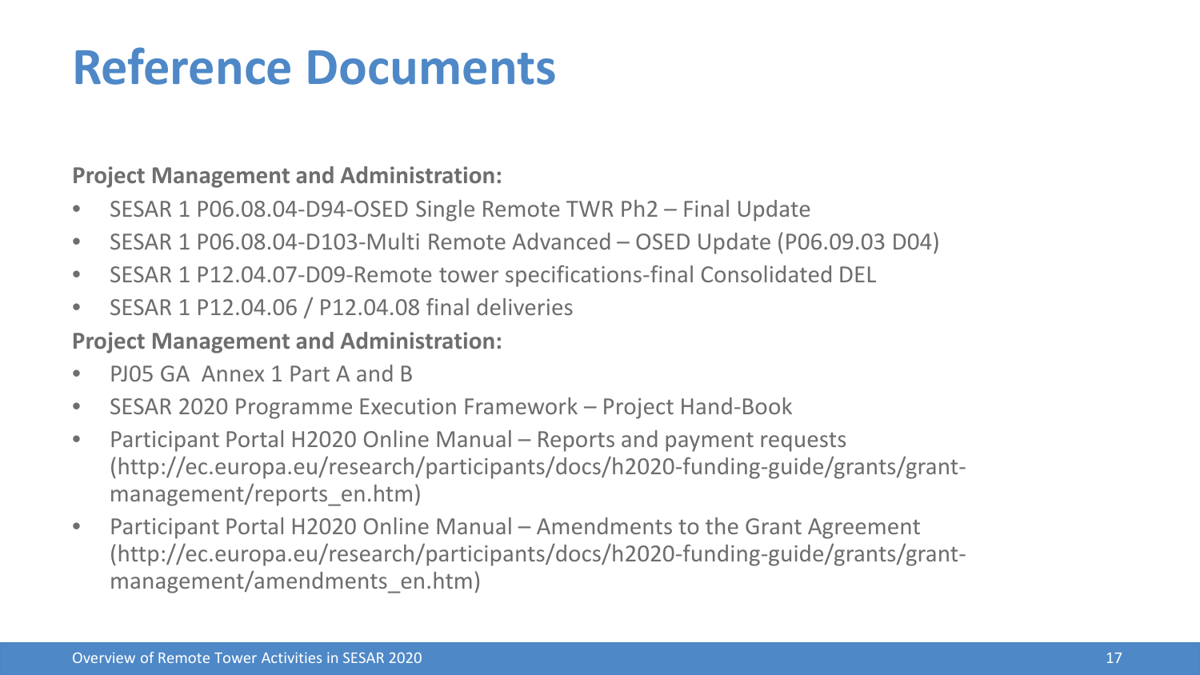# Reference Documents

**Project Management and Administration:**

- SESAR 1 P06.08.04-D94-OSED Single Remote TWR Ph2 – Final Update
- SESAR 1 P06.08.04-D103-Multi Remote Advanced – OSED Update (P06.09.03 D04)
- SESAR 1 P12.04.07-D09-Remote tower specifications-final Consolidated DEL
- SESAR 1 P12.04.06 / P12.04.08 final deliveries

**Project Management and Administration:**

- PJ05 GA Annex 1 Part A and B
- SESAR 2020 Programme Execution Framework – Project Hand-Book
- Participant Portal H2020 Online Manual – Reports and payment requests (http://ec.europa.eu/research/participants/docs/h2020-funding-guide/grants/grant-management/reports_en.htm)
- Participant Portal H2020 Online Manual – Amendments to the Grant Agreement (http://ec.europa.eu/research/participants/docs/h2020-funding-guide/grants/grant-management/amendments_en.htm)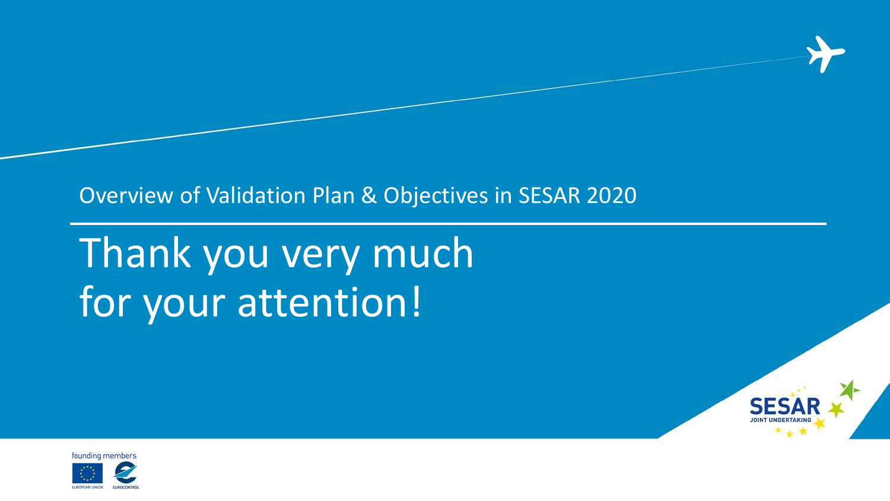Overview of Validation Plan & Objectives in SESAR 2020

# Thank you very much for your attention!

SESAR JOINT UNDERTAKING

founding members

EUROPEAN UNION EUROCONTROL